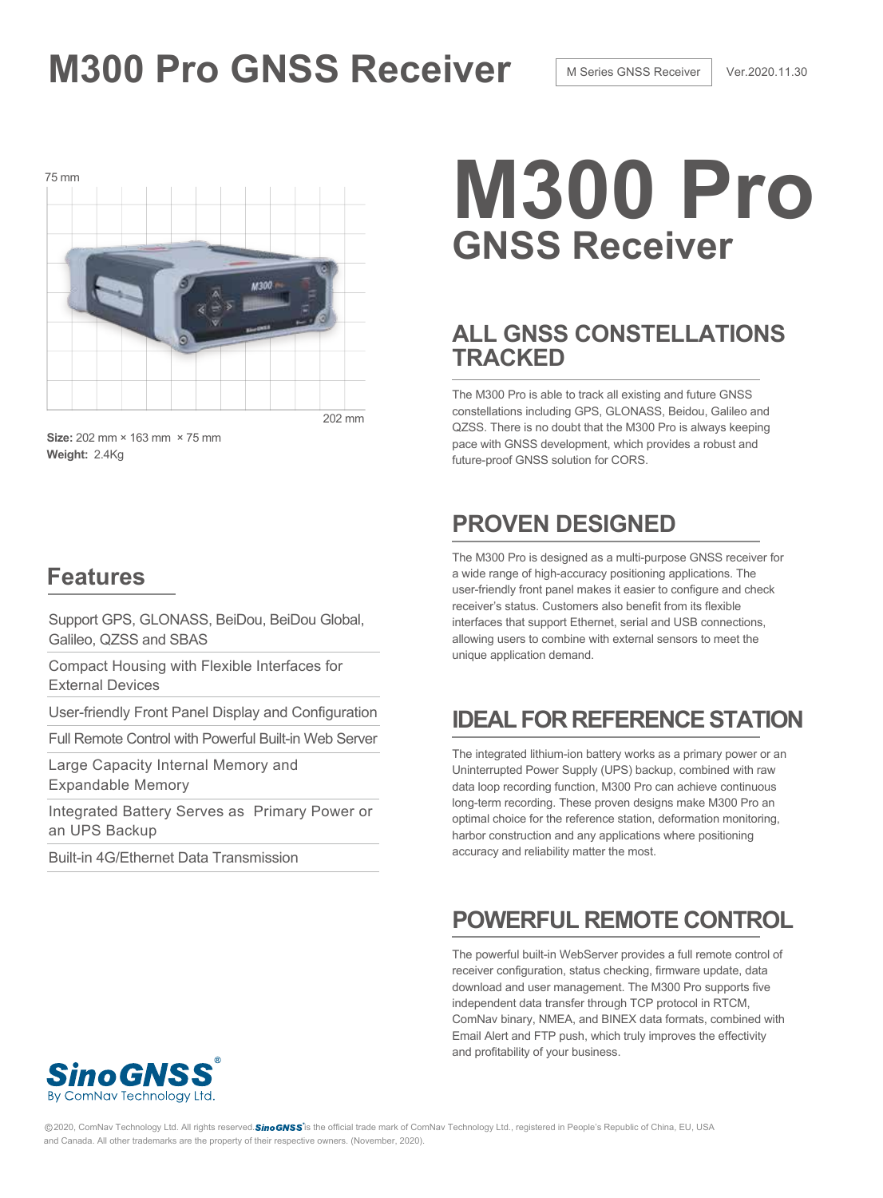# M300 Pro GNSS Receiver

M Series GNSS Receiver

Ver.2020.11.30

75 mm

202 mm

**Size:** 202 mm × 163 mm × 75 mm
**Weight:** 2.4Kg

## Features

- Support GPS, GLONASS, BeiDou, BeiDou Global, Galileo, QZSS and SBAS
- Compact Housing with Flexible Interfaces for External Devices
- User-friendly Front Panel Display and Configuration
- Full Remote Control with Powerful Built-in Web Server
- Large Capacity Internal Memory and Expandable Memory
- Integrated Battery Serves as Primary Power or an UPS Backup
- Built-in 4G/Ethernet Data Transmission

# M300 Pro
## GNSS Receiver

## ALL GNSS CONSTELLATIONS TRACKED

The M300 Pro is able to track all existing and future GNSS constellations including GPS, GLONASS, Beidou, Galileo and QZSS. There is no doubt that the M300 Pro is always keeping pace with GNSS development, which provides a robust and future-proof GNSS solution for CORS.

## PROVEN DESIGNED

The M300 Pro is designed as a multi-purpose GNSS receiver for a wide range of high-accuracy positioning applications. The user-friendly front panel makes it easier to configure and check receiver's status. Customers also benefit from its flexible interfaces that support Ethernet, serial and USB connections, allowing users to combine with external sensors to meet the unique application demand.

## IDEAL FOR REFERENCE STATION

The integrated lithium-ion battery works as a primary power or an Uninterrupted Power Supply (UPS) backup, combined with raw data loop recording function, M300 Pro can achieve continuous long-term recording. These proven designs make M300 Pro an optimal choice for the reference station, deformation monitoring, harbor construction and any applications where positioning accuracy and reliability matter the most.

## POWERFUL REMOTE CONTROL

The powerful built-in WebServer provides a full remote control of receiver configuration, status checking, firmware update, data download and user management. The M300 Pro supports five independent data transfer through TCP protocol in RTCM, ComNav binary, NMEA, and BINEX data formats, combined with Email Alert and FTP push, which truly improves the effectivity and profitability of your business.

SinoGNSS®
By ComNav Technology Ltd.

©2020, ComNav Technology Ltd. All rights reserved. SinoGNSS® is the official trade mark of ComNav Technology Ltd., registered in People's Republic of China, EU, USA and Canada. All other trademarks are the property of their respective owners. (November, 2020).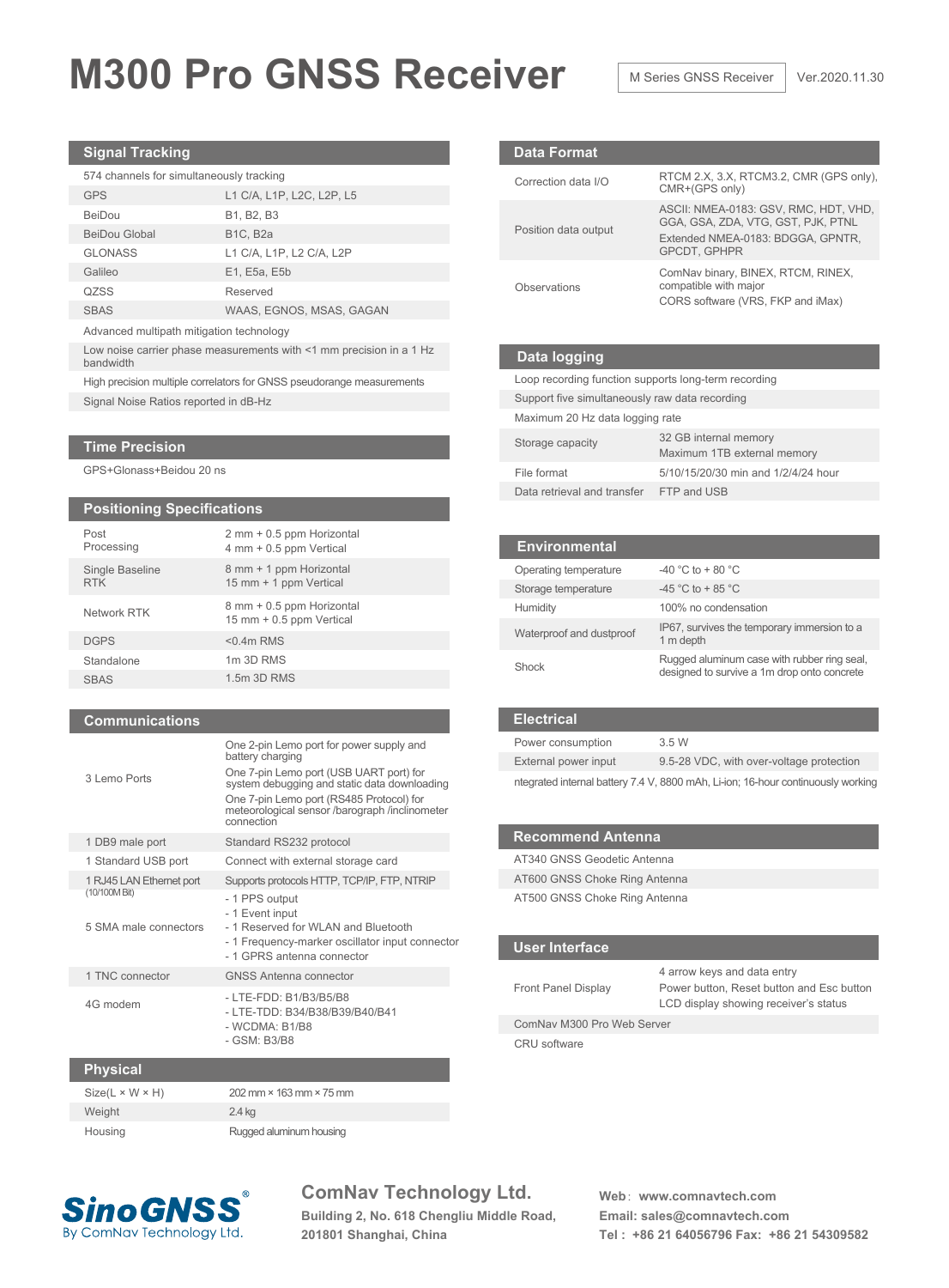# M300 Pro GNSS Receiver

M Series GNSS Receiver

Ver.2020.11.30

## Signal Tracking

574 channels for simultaneously tracking

| | |
|---|---|
| GPS | L1 C/A, L1P, L2C, L2P, L5 |
| BeiDou | B1, B2, B3 |
| BeiDou Global | B1C, B2a |
| GLONASS | L1 C/A, L1P, L2 C/A, L2P |
| Galileo | E1, E5a, E5b |
| QZSS | Reserved |
| SBAS | WAAS, EGNOS, MSAS, GAGAN |

Advanced multipath mitigation technology

Low noise carrier phase measurements with <1 mm precision in a 1 Hz bandwidth

High precision multiple correlators for GNSS pseudorange measurements

Signal Noise Ratios reported in dB-Hz

## Time Precision

GPS+Glonass+Beidou 20 ns

## Positioning Specifications

| | |
|---|---|
| Post Processing | 2 mm + 0.5 ppm Horizontal<br>4 mm + 0.5 ppm Vertical |
| Single Baseline RTK | 8 mm + 1 ppm Horizontal<br>15 mm + 1 ppm Vertical |
| Network RTK | 8 mm + 0.5 ppm Horizontal<br>15 mm + 0.5 ppm Vertical |
| DGPS | <0.4m RMS |
| Standalone | 1m 3D RMS |
| SBAS | 1.5m 3D RMS |

## Communications

| | |
|---|---|
| 3 Lemo Ports | One 2-pin Lemo port for power supply and battery charging<br>One 7-pin Lemo port (USB UART port) for system debugging and static data downloading<br>One 7-pin Lemo port (RS485 Protocol) for meteorological sensor /barograph /inclinometer connection |
| 1 DB9 male port | Standard RS232 protocol |
| 1 Standard USB port | Connect with external storage card |
| 1 RJ45 LAN Ethernet port (10/100M Bit) | Supports protocols HTTP, TCP/IP, FTP, NTRIP |
| 5 SMA male connectors | - 1 PPS output<br>- 1 Event input<br>- 1 Reserved for WLAN and Bluetooth<br>- 1 Frequency-marker oscillator input connector<br>- 1 GPRS antenna connector |
| 1 TNC connector | GNSS Antenna connector |
| 4G modem | - LTE-FDD: B1/B3/B5/B8<br>- LTE-TDD: B34/B38/B39/B40/B41<br>- WCDMA: B1/B8<br>- GSM: B3/B8 |

## Physical

| | |
|---|---|
| Size(L × W × H) | 202 mm × 163 mm × 75 mm |
| Weight | 2.4 kg |
| Housing | Rugged aluminum housing |

## Data Format

| | |
|---|---|
| Correction data I/O | RTCM 2.X, 3.X, RTCM3.2, CMR (GPS only), CMR+(GPS only) |
| Position data output | ASCII: NMEA-0183: GSV, RMC, HDT, VHD, GGA, GSA, ZDA, VTG, GST, PJK, PTNL<br>Extended NMEA-0183: BDGGA, GPNTR, GPCDT, GPHPR |
| Observations | ComNav binary, BINEX, RTCM, RINEX, compatible with major CORS software (VRS, FKP and iMax) |

## Data logging

Loop recording function supports long-term recording

Support five simultaneously raw data recording

Maximum 20 Hz data logging rate

| | |
|---|---|
| Storage capacity | 32 GB internal memory<br>Maximum 1TB external memory |
| File format | 5/10/15/20/30 min and 1/2/4/24 hour |
| Data retrieval and transfer | FTP and USB |

## Environmental

| | |
|---|---|
| Operating temperature | -40 °C to + 80 °C |
| Storage temperature | -45 °C to + 85 °C |
| Humidity | 100% no condensation |
| Waterproof and dustproof | IP67, survives the temporary immersion to a 1 m depth |
| Shock | Rugged aluminum case with rubber ring seal, designed to survive a 1m drop onto concrete |

## Electrical

| | |
|---|---|
| Power consumption | 3.5 W |
| External power input | 9.5-28 VDC, with over-voltage protection |

ntegrated internal battery 7.4 V, 8800 mAh, Li-ion; 16-hour continuously working

## Recommend Antenna

AT340 GNSS Geodetic Antenna

AT600 GNSS Choke Ring Antenna

AT500 GNSS Choke Ring Antenna

## User Interface

| | |
|---|---|
| Front Panel Display | 4 arrow keys and data entry<br>Power button, Reset button and Esc button<br>LCD display showing receiver's status |

ComNav M300 Pro Web Server

CRU software

SinoGNSS® By ComNav Technology Ltd.

**ComNav Technology Ltd.**

**Building 2, No. 618 Chengliu Middle Road, 201801 Shanghai, China**

**Web：www.comnavtech.com**

**Email: sales@comnavtech.com**

**Tel： +86 21 64056796 Fax: +86 21 54309582**